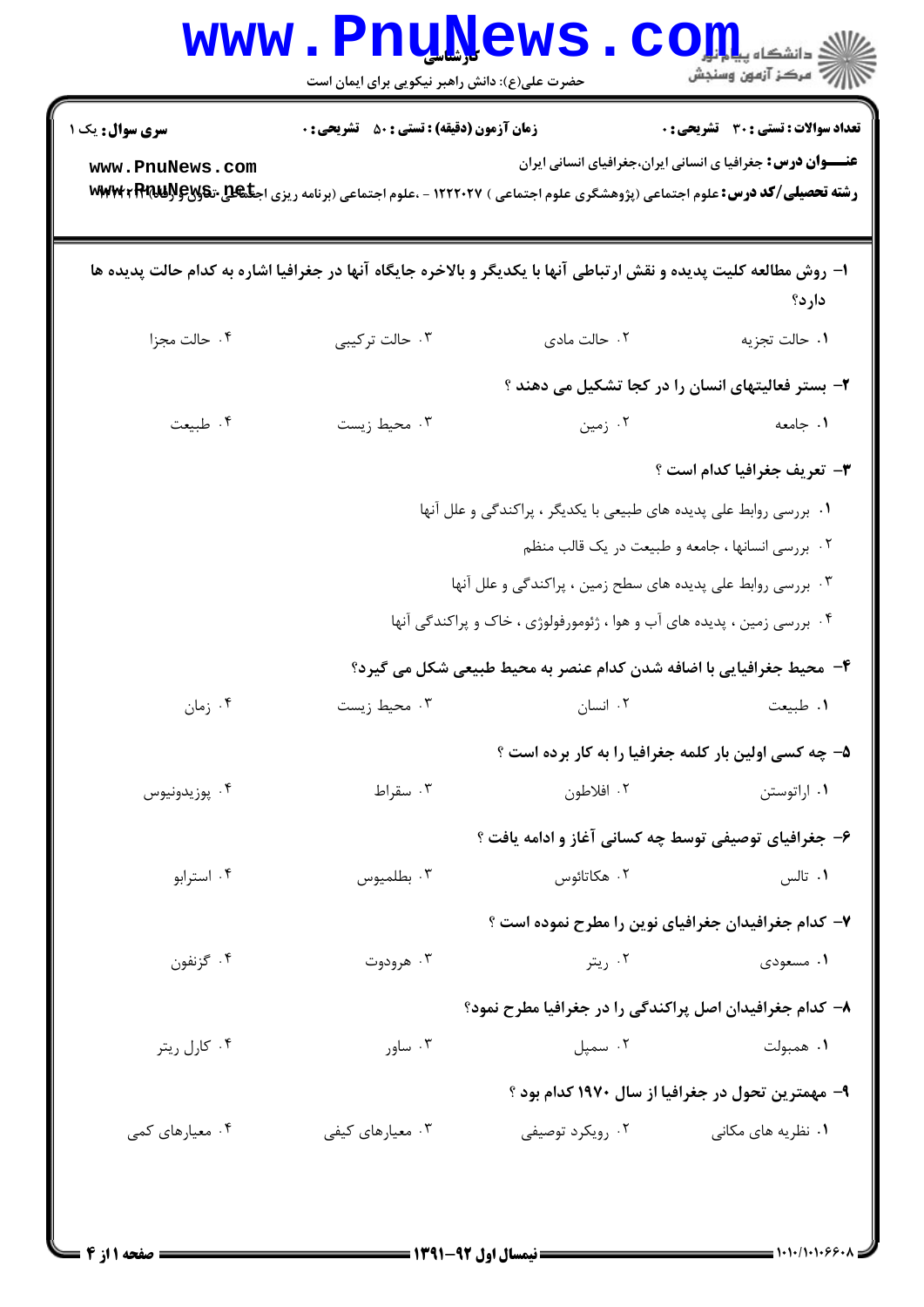**سری سوال:** یک ۱

**زمان آزمون (دقیقه) : تستی : ۵۰ تشریحی : ۰**

**تعداد سوالات : تستی : ۳۰ تشریحی : ۰**

**عنـــوان درس:** جغرافیا ی انسانی ایران،جغرافیای انسانی ایران

**رشته تحصیلی/کد درس:** علوم اجتماعی (پژوهشگری علوم اجتماعی ) ۱۲۲۲۰۲۷ - ،علوم اجتماعی (برنامه ریزی اجتماعی تعاون ورفاه) ۱۲۲۲۰۴۱

۱- روش مطالعه کلیت پدیده و نقش ارتباطی آنها با یکدیگر و بالاخره جایگاه آنها در جغرافیا اشاره به کدام حالت پدیده ها دارد؟

۱. حالت تجزیه ۲. حالت مادی ۳. حالت ترکیبی ۴. حالت مجزا

۲- بستر فعالیتهای انسان را در کجا تشکیل می دهند ؟

۱. جامعه ۲. زمین ۳. محیط زیست ۴. طبیعت

۳- تعریف جغرافیا کدام است ؟

۱. بررسی روابط علی پدیده های طبیعی با یکدیگر ، پراکندگی و علل آنها

۲. بررسی انسانها ، جامعه و طبیعت در یک قالب منظم

۳. بررسی روابط علی پدیده های سطح زمین ، پراکندگی و علل آنها

۴. بررسی زمین ، پدیده های آب و هوا ، ژئومورفولوژی ، خاک و پراکندگی آنها

۴- محیط جغرافیایی با اضافه شدن کدام عنصر به محیط طبیعی شکل می گیرد؟

۱. طبیعت ۲. انسان ۳. محیط زیست ۴. زمان

۵- چه کسی اولین بار کلمه جغرافیا را به کار برده است ؟

۱. اراتوستن ۲. افلاطون ۳. سقراط ۴. پوزیدونیوس

۶- جغرافیای توصیفی توسط چه کسانی آغاز و ادامه یافت ؟

۱. تالس ۲. هکاتائوس ۳. بطلمیوس ۴. استرابو

۷- کدام جغرافیدان جغرافیای نوین را مطرح نموده است ؟

۱. مسعودی ۲. ریتر ۳. هرودوت ۴. گزنفون

۸- کدام جغرافیدان اصل پراکندگی را در جغرافیا مطرح نمود؟

۱. همبولت ۲. سمپل ۳. ساور ۴. کارل ریتر

۹- مهمترین تحول در جغرافیا از سال ۱۹۷۰ کدام بود ؟

۱. نظریه های مکانی ۲. رویکرد توصیفی ۳. معیارهای کیفی ۴. معیارهای کمی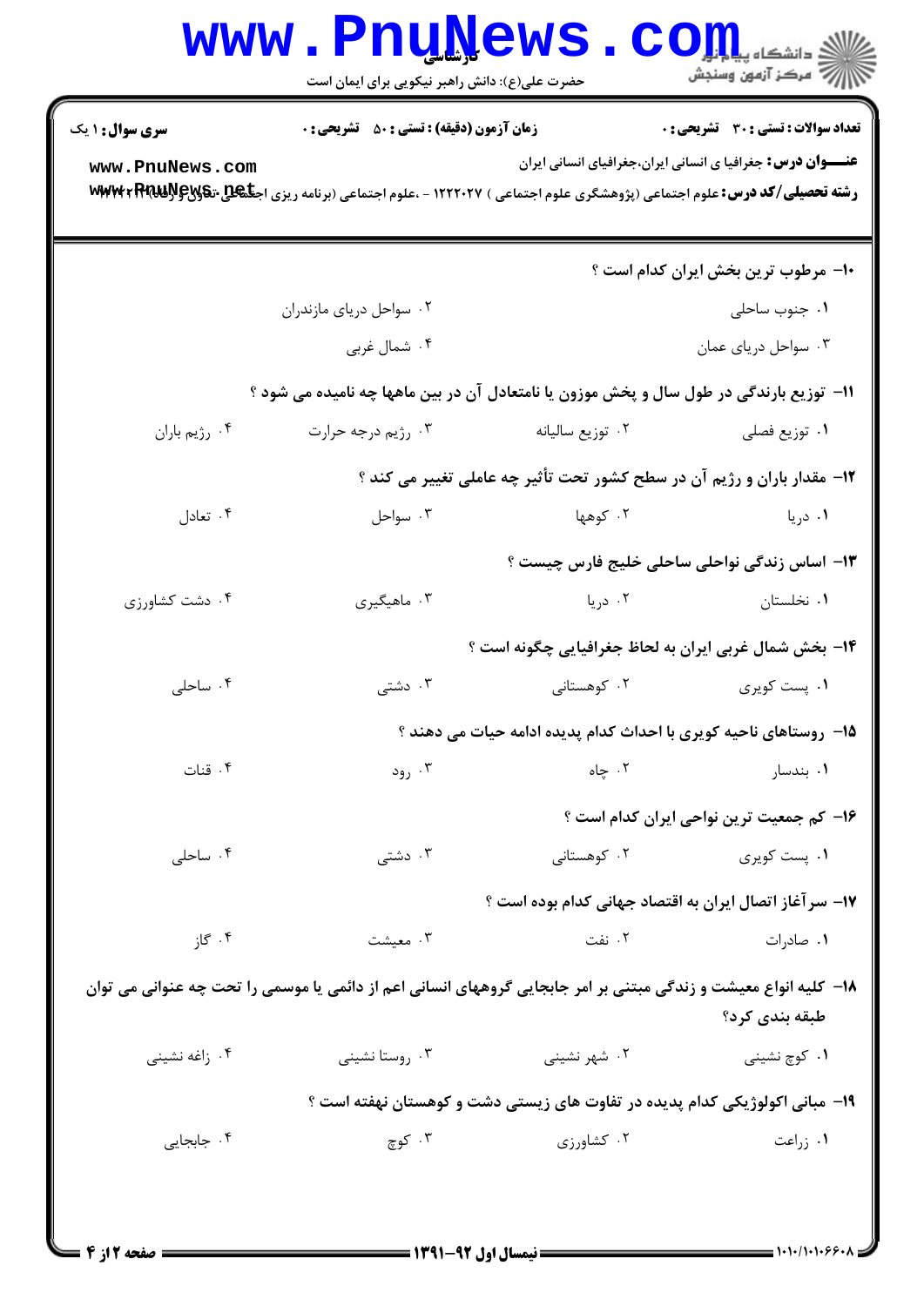**سری سوال:** ۱ یک

**زمان آزمون (دقیقه) : تستی : ۵۰ تشریحی : ۰**

**تعداد سوالات : تستی : ۳۰ تشریحی : ۰**

**عنـــوان درس:** جغرافیا ی انسانی ایران،جغرافیای انسانی ایران

**رشته تحصیلی/کد درس:** علوم اجتماعی (پژوهشگری علوم اجتماعی ) ۱۲۲۲۰۲۷ - ،علوم اجتماعی (برنامه ریزی اجتماعی تعاون ورفاه)

۱۰- مرطوب ترین بخش ایران کدام است ؟

۱. جنوب ساحلی
۲. سواحل دریای مازندران
۳. سواحل دریای عمان
۴. شمال غربی

۱۱- توزیع بارندگی در طول سال و پخش موزون یا نامتعادل آن در بین ماهها چه نامیده می شود ؟

۱. توزیع فصلی
۲. توزیع سالیانه
۳. رژیم درجه حرارت
۴. رژیم باران

۱۲- مقدار باران و رژیم آن در سطح کشور تحت تأثیر چه عاملی تغییر می کند ؟

۱. دریا
۲. کوهها
۳. سواحل
۴. تعادل

۱۳- اساس زندگی نواحلی ساحلی خلیج فارس چیست ؟

۱. نخلستان
۲. دریا
۳. ماهیگیری
۴. دشت کشاورزی

۱۴- بخش شمال غربی ایران به لحاظ جغرافیایی چگونه است ؟

۱. پست کویری
۲. کوهستانی
۳. دشتی
۴. ساحلی

۱۵- روستاهای ناحیه کویری با احداث کدام پدیده ادامه حیات می دهند ؟

۱. بندسار
۲. چاه
۳. رود
۴. قنات

۱۶- کم جمعیت ترین نواحی ایران کدام است ؟

۱. پست کویری
۲. کوهستانی
۳. دشتی
۴. ساحلی

۱۷- سرآغاز اتصال ایران به اقتصاد جهانی کدام بوده است ؟

۱. صادرات
۲. نفت
۳. معیشت
۴. گاز

۱۸- کلیه انواع معیشت و زندگی مبتنی بر امر جابجایی گروههای انسانی اعم از دائمی یا موسمی را تحت چه عنوانی می توان طبقه بندی کرد؟

۱. کوچ نشینی
۲. شهر نشینی
۳. روستا نشینی
۴. زاغه نشینی

۱۹- مبانی اکولوژیکی کدام پدیده در تفاوت های زیستی دشت و کوهستان نهفته است ؟

۱. زراعت
۲. کشاورزی
۳. کوچ
۴. جابجایی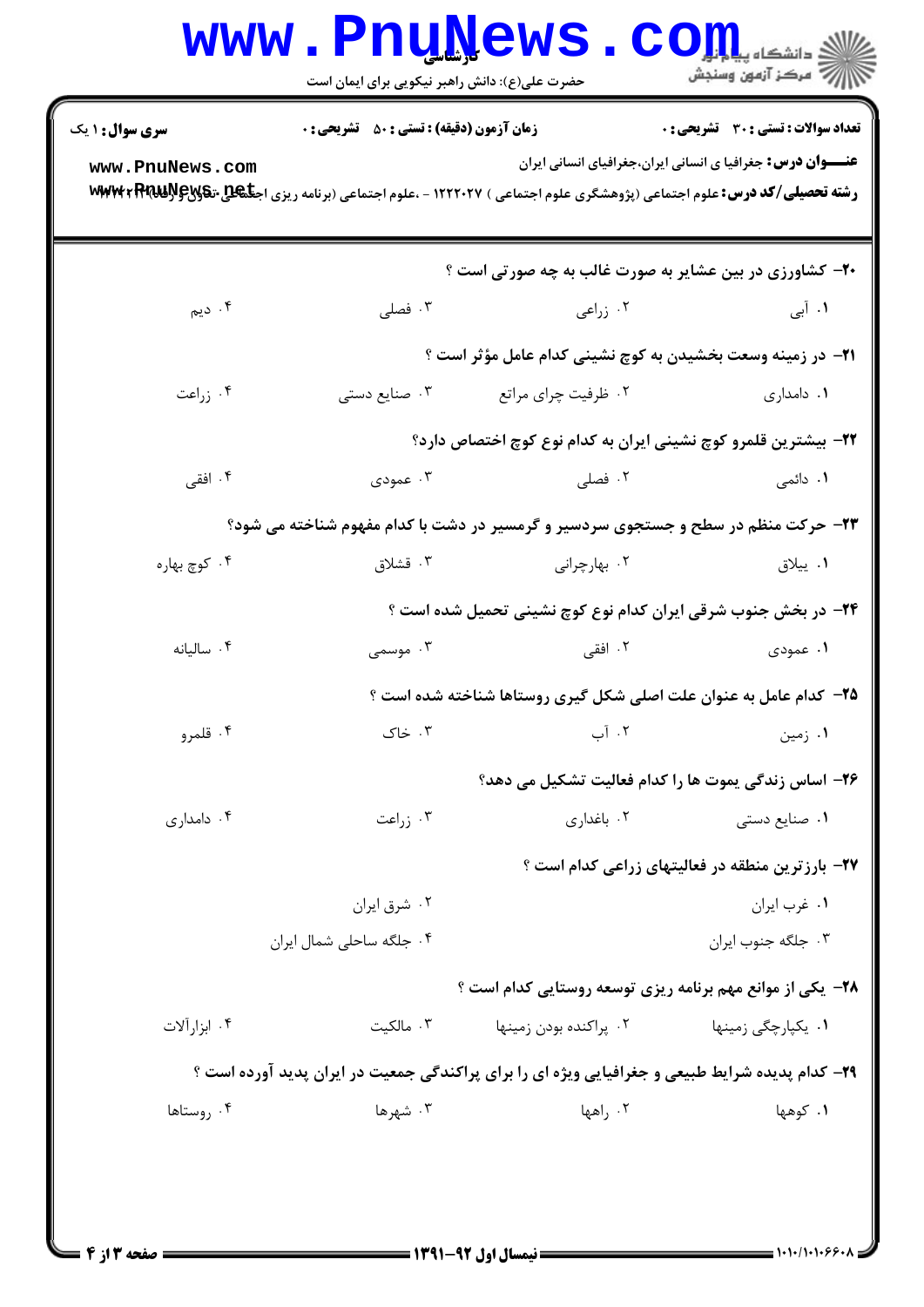**سری سوال:** ۱ یک | **زمان آزمون (دقیقه):** تستی : ۵۰ تشریحی : ۰ | **تعداد سوالات:** تستی : ۳۰ تشریحی : ۰

**عنـــوان درس:** جغرافیا ی انسانی ایران،جغرافیای انسانی ایران

**رشته تحصیلی/کد درس:** علوم اجتماعی (پژوهشگری علوم اجتماعی ) ۱۲۲۲۰۲۷ - ،علوم اجتماعی (برنامه ریزی اجتماعی تعاون ورفاه)

۲۰- کشاورزی در بین عشایر به صورت غالب به چه صورتی است ؟

۱. آبی
۲. زراعی
۳. فصلی
۴. دیم

۲۱- در زمینه وسعت بخشیدن به کوچ نشینی کدام عامل مؤثر است ؟

۱. دامداری
۲. ظرفیت چرای مراتع
۳. صنایع دستی
۴. زراعت

۲۲- بیشترین قلمرو کوچ نشینی ایران به کدام نوع کوچ اختصاص دارد؟

۱. دائمی
۲. فصلی
۳. عمودی
۴. افقی

۲۳- حرکت منظم در سطح و جستجوی سردسیر و گرمسیر در دشت با کدام مفهوم شناخته می شود؟

۱. ییلاق
۲. بهارچرانی
۳. قشلاق
۴. کوچ بهاره

۲۴- در بخش جنوب شرقی ایران کدام نوع کوچ نشینی تحمیل شده است ؟

۱. عمودی
۲. افقی
۳. موسمی
۴. سالیانه

۲۵- کدام عامل به عنوان علت اصلی شکل گیری روستاها شناخته شده است ؟

۱. زمین
۲. آب
۳. خاک
۴. قلمرو

۲۶- اساس زندگی یموت ها را کدام فعالیت تشکیل می دهد؟

۱. صنایع دستی
۲. باغداری
۳. زراعت
۴. دامداری

۲۷- بارزترین منطقه در فعالیتهای زراعی کدام است ؟

۱. غرب ایران
۲. شرق ایران
۳. جلگه جنوب ایران
۴. جلگه ساحلی شمال ایران

۲۸- یکی از موانع مهم برنامه ریزی توسعه روستایی کدام است ؟

۱. یکپارچگی زمینها
۲. پراکنده بودن زمینها
۳. مالکیت
۴. ابزارآلات

۲۹- کدام پدیده شرایط طبیعی و جغرافیایی ویژه ای را برای پراکندگی جمعیت در ایران پدید آورده است ؟

۱. کوهها
۲. راهها
۳. شهرها
۴. روستاها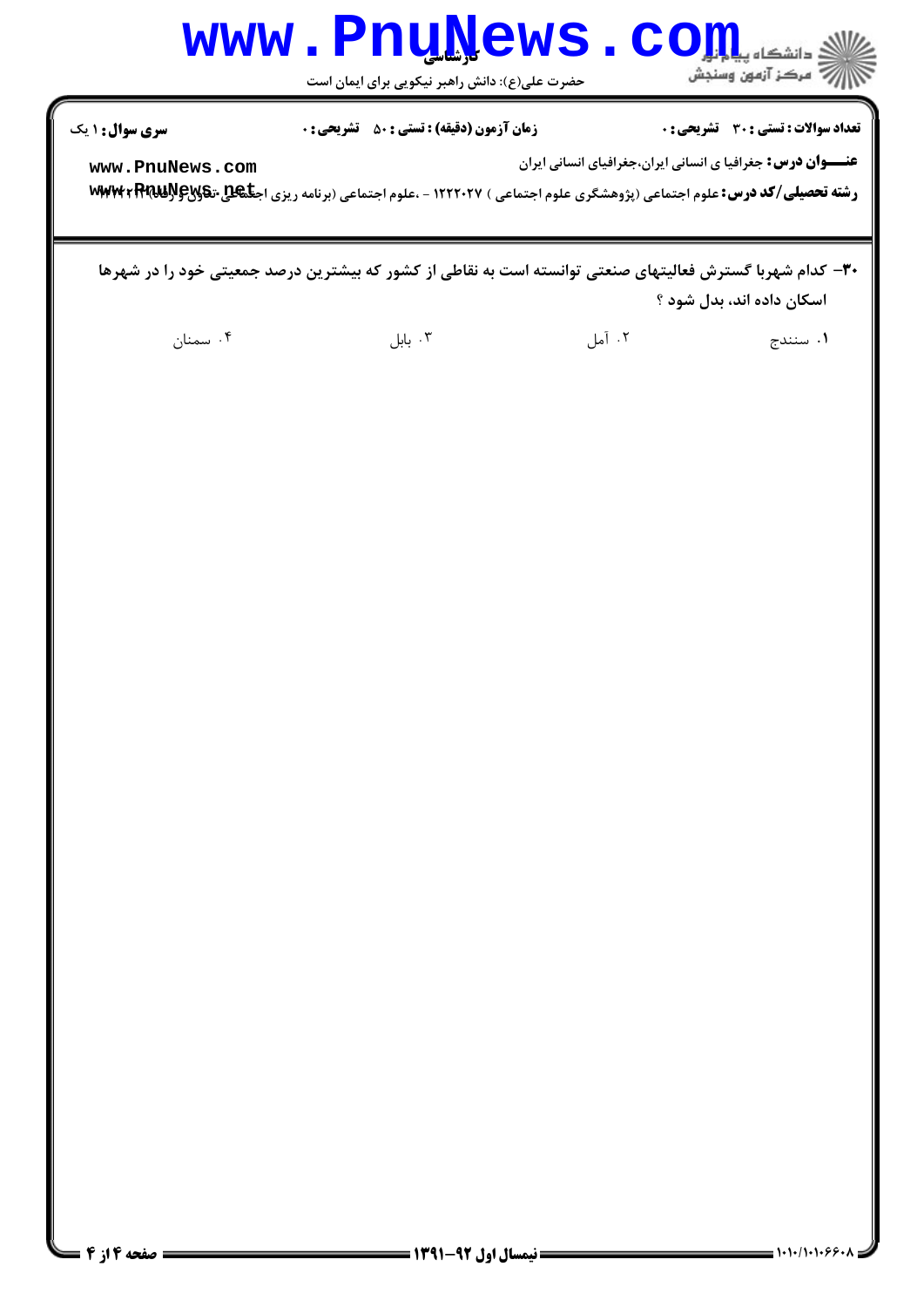**۳۰-** کدام شهربا گسترش فعالیتهای صنعتی توانسته است به نقاطی از کشور که بیشترین درصد جمعیتی خود را در شهرها اسکان داده اند، بدل شود ؟

۱. سنندج

۲. آمل

۳. بابل

۴. سمنان